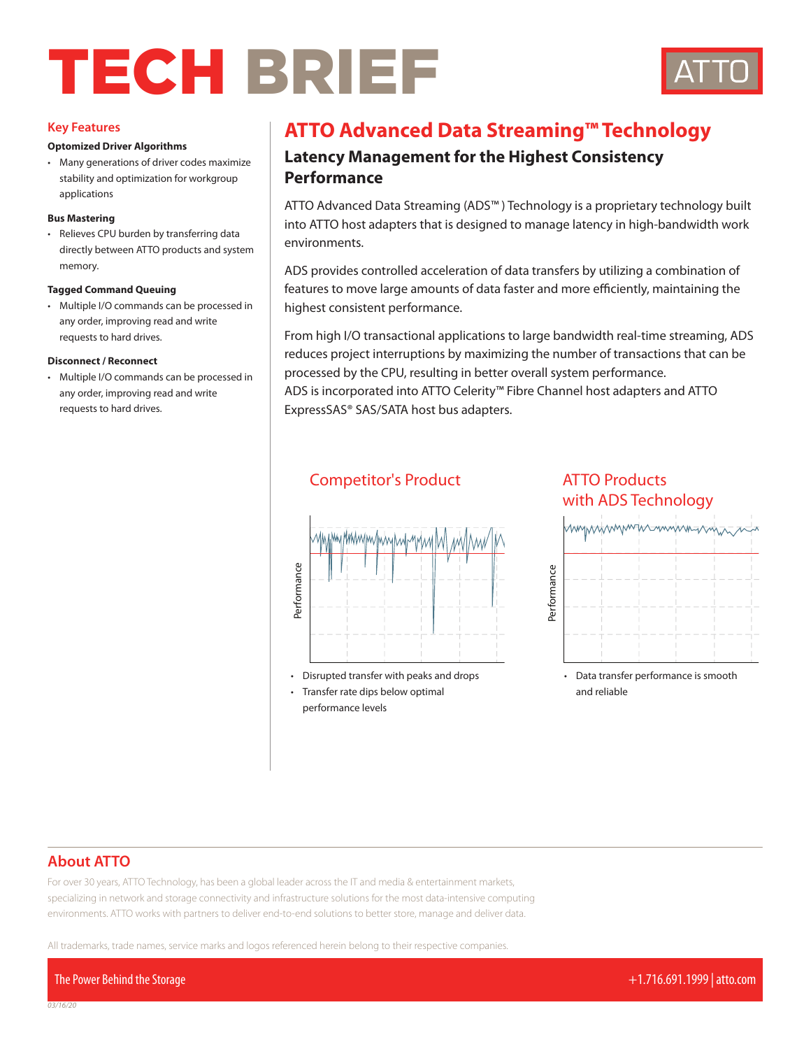# TECH BRIEF

ATTO

## Key Features

**Optomized Driver Algorithms**

- Many generations of driver codes maximize stability and optimization for workgroup applications

**Bus Mastering**

- Relieves CPU burden by transferring data directly between ATTO products and system memory.

**Tagged Command Queuing**

- Multiple I/O commands can be processed in any order, improving read and write requests to hard drives.

**Disconnect / Reconnect**

- Multiple I/O commands can be processed in any order, improving read and write requests to hard drives.

## ATTO Advanced Data Streaming™ Technology

### Latency Management for the Highest Consistency Performance

ATTO Advanced Data Streaming (ADS™ ) Technology is a proprietary technology built into ATTO host adapters that is designed to manage latency in high-bandwidth work environments.

ADS provides controlled acceleration of data transfers by utilizing a combination of features to move large amounts of data faster and more efficiently, maintaining the highest consistent performance.

From high I/O transactional applications to large bandwidth real-time streaming, ADS reduces project interruptions by maximizing the number of transactions that can be processed by the CPU, resulting in better overall system performance.
ADS is incorporated into ATTO Celerity™ Fibre Channel host adapters and ATTO ExpressSAS® SAS/SATA host bus adapters.

**Competitor's Product**

Performance

- Disrupted transfer with peaks and drops
- Transfer rate dips below optimal performance levels

**ATTO Products with ADS Technology**

Performance

- Data transfer performance is smooth and reliable

## About ATTO

For over 30 years, ATTO Technology, has been a global leader across the IT and media & entertainment markets, specializing in network and storage connectivity and infrastructure solutions for the most data-intensive computing environments. ATTO works with partners to deliver end-to-end solutions to better store, manage and deliver data.

All trademarks, trade names, service marks and logos referenced herein belong to their respective companies.

The Power Behind the Storage

+1.716.691.1999 | atto.com

03/16/20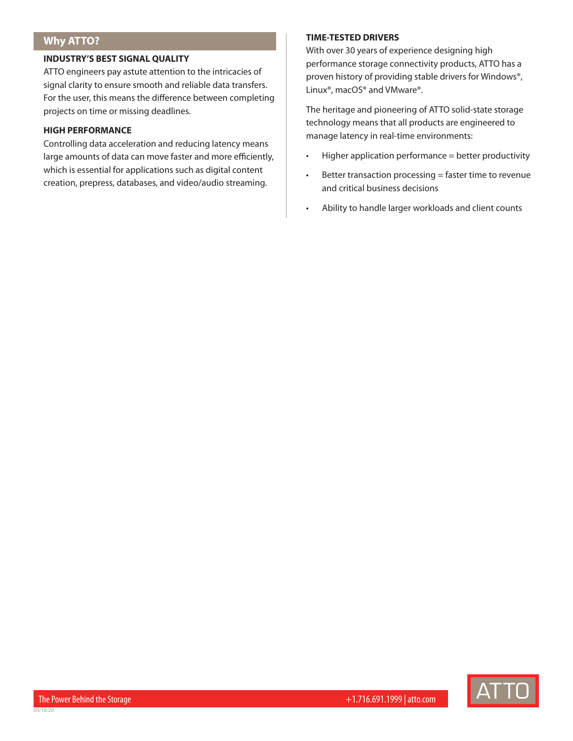## Why ATTO?

**INDUSTRY'S BEST SIGNAL QUALITY**

ATTO engineers pay astute attention to the intricacies of signal clarity to ensure smooth and reliable data transfers. For the user, this means the difference between completing projects on time or missing deadlines.

**HIGH PERFORMANCE**

Controlling data acceleration and reducing latency means large amounts of data can move faster and more efficiently, which is essential for applications such as digital content creation, prepress, databases, and video/audio streaming.

**TIME-TESTED DRIVERS**

With over 30 years of experience designing high performance storage connectivity products, ATTO has a proven history of providing stable drivers for Windows®, Linux®, macOS® and VMware®.

The heritage and pioneering of ATTO solid-state storage technology means that all products are engineered to manage latency in real-time environments:

- Higher application performance = better productivity
- Better transaction processing = faster time to revenue and critical business decisions
- Ability to handle larger workloads and client counts

The Power Behind the Storage

+1.716.691.1999 | atto.com

03/16/20